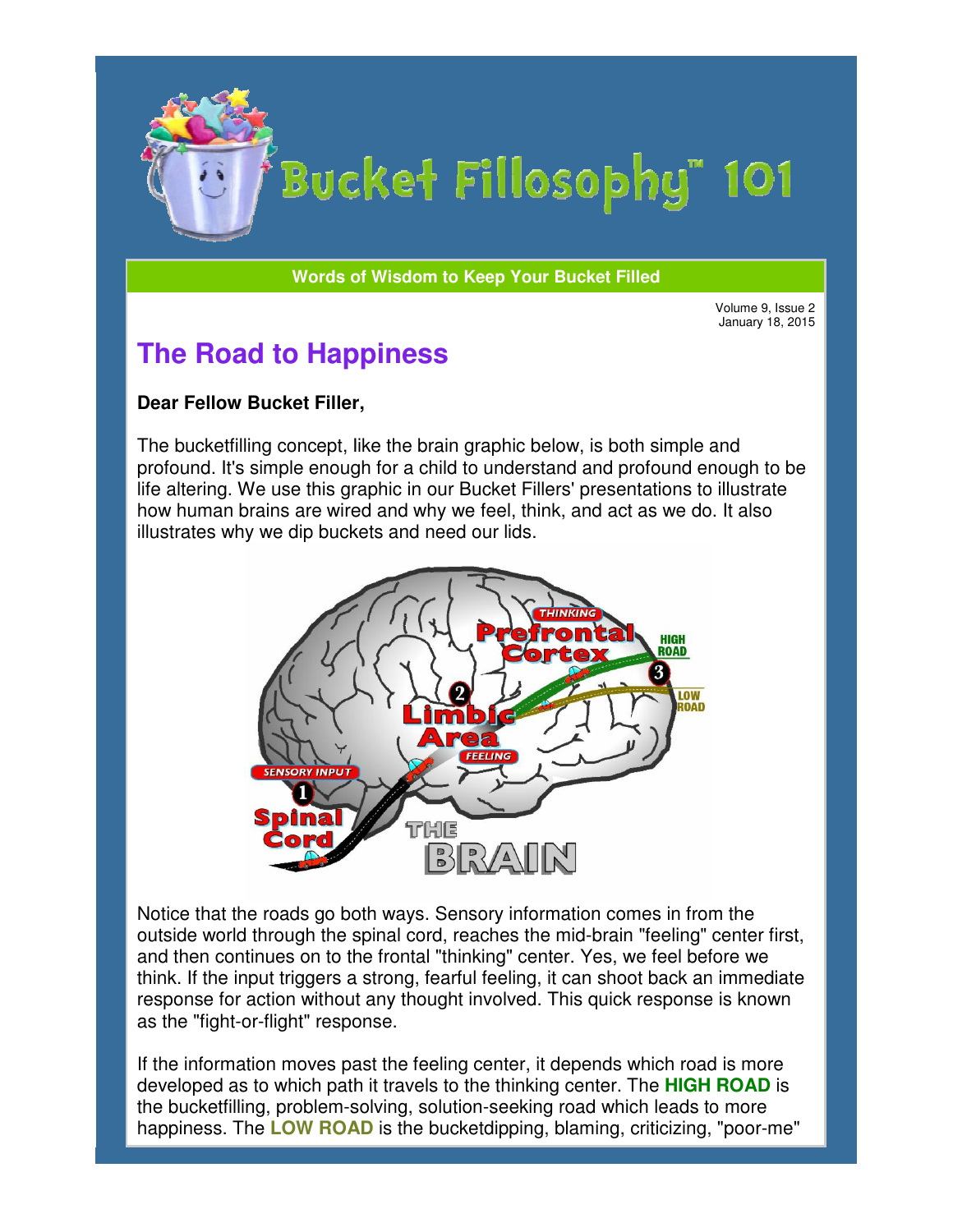# Bucket Fillosophy™ 101

**Words of Wisdom to Keep Your Bucket Filled**

Volume 9, Issue 2
January 18, 2015

## The Road to Happiness

**Dear Fellow Bucket Filler,**

The bucketfilling concept, like the brain graphic below, is both simple and profound. It's simple enough for a child to understand and profound enough to be life altering. We use this graphic in our Bucket Fillers' presentations to illustrate how human brains are wired and why we feel, think, and act as we do. It also illustrates why we dip buckets and need our lids.

Notice that the roads go both ways. Sensory information comes in from the outside world through the spinal cord, reaches the mid-brain "feeling" center first, and then continues on to the frontal "thinking" center. Yes, we feel before we think. If the input triggers a strong, fearful feeling, it can shoot back an immediate response for action without any thought involved. This quick response is known as the "fight-or-flight" response.

If the information moves past the feeling center, it depends which road is more developed as to which path it travels to the thinking center. The **HIGH ROAD** is the bucketfilling, problem-solving, solution-seeking road which leads to more happiness. The **LOW ROAD** is the bucketdipping, blaming, criticizing, "poor-me"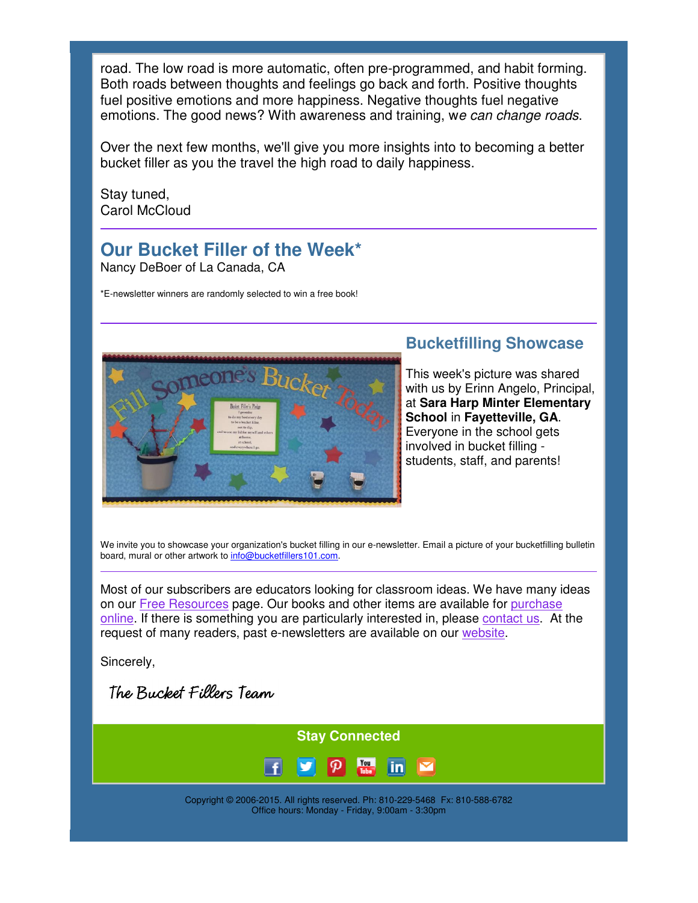road. The low road is more automatic, often pre-programmed, and habit forming. Both roads between thoughts and feelings go back and forth. Positive thoughts fuel positive emotions and more happiness. Negative thoughts fuel negative emotions. The good news? With awareness and training, w*e can change roads*.

Over the next few months, we'll give you more insights into to becoming a better bucket filler as you the travel the high road to daily happiness.

Stay tuned,
Carol McCloud

---

## Our Bucket Filler of the Week*

Nancy DeBoer of La Canada, CA

*E-newsletter winners are randomly selected to win a free book!

---

## Bucketfilling Showcase

This week's picture was shared with us by Erinn Angelo, Principal, at **Sara Harp Minter Elementary School** in **Fayetteville, GA**. Everyone in the school gets involved in bucket filling - students, staff, and parents!

We invite you to showcase your organization's bucket filling in our e-newsletter. Email a picture of your bucketfilling bulletin board, mural or other artwork to info@bucketfillers101.com.

---

Most of our subscribers are educators looking for classroom ideas. We have many ideas on our Free Resources page. Our books and other items are available for purchase online. If there is something you are particularly interested in, please contact us. At the request of many readers, past e-newsletters are available on our website.

Sincerely,

The Bucket Fillers Team

**Stay Connected**

Copyright © 2006-2015. All rights reserved. Ph: 810-229-5468 Fx: 810-588-6782
Office hours: Monday - Friday, 9:00am - 3:30pm